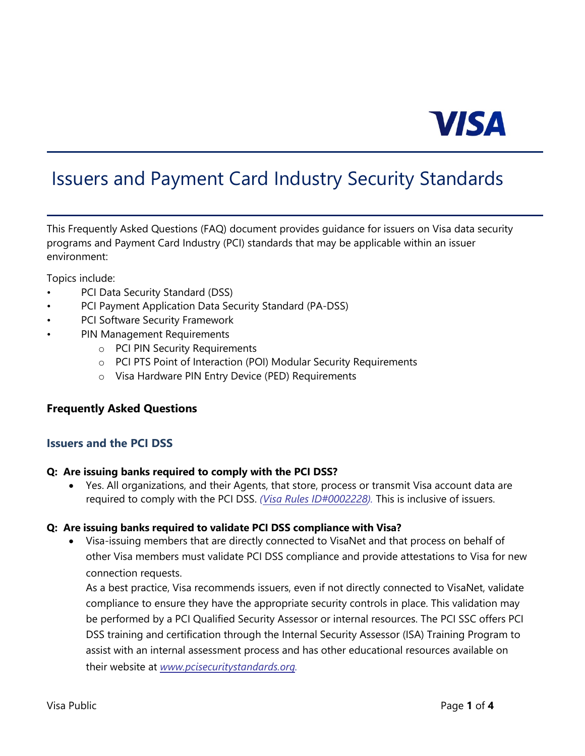VISA

# Issuers and Payment Card Industry Security Standards

This Frequently Asked Questions (FAQ) document provides guidance for issuers on Visa data security programs and Payment Card Industry (PCI) standards that may be applicable within an issuer environment:

Topics include:

- PCI Data Security Standard (DSS)
- PCI Payment Application Data Security Standard (PA-DSS)
- PCI Software Security Framework
- PIN Management Requirements
  - PCI PIN Security Requirements
  - PCI PTS Point of Interaction (POI) Modular Security Requirements
  - Visa Hardware PIN Entry Device (PED) Requirements

## Frequently Asked Questions

### Issuers and the PCI DSS

**Q: Are issuing banks required to comply with the PCI DSS?**

- Yes. All organizations, and their Agents, that store, process or transmit Visa account data are required to comply with the PCI DSS. *(Visa Rules ID#0002228).* This is inclusive of issuers.

**Q: Are issuing banks required to validate PCI DSS compliance with Visa?**

- Visa-issuing members that are directly connected to VisaNet and that process on behalf of other Visa members must validate PCI DSS compliance and provide attestations to Visa for new connection requests.

  As a best practice, Visa recommends issuers, even if not directly connected to VisaNet, validate compliance to ensure they have the appropriate security controls in place. This validation may be performed by a PCI Qualified Security Assessor or internal resources. The PCI SSC offers PCI DSS training and certification through the Internal Security Assessor (ISA) Training Program to assist with an internal assessment process and has other educational resources available on their website at *www.pcisecuritystandards.org.*

Visa Public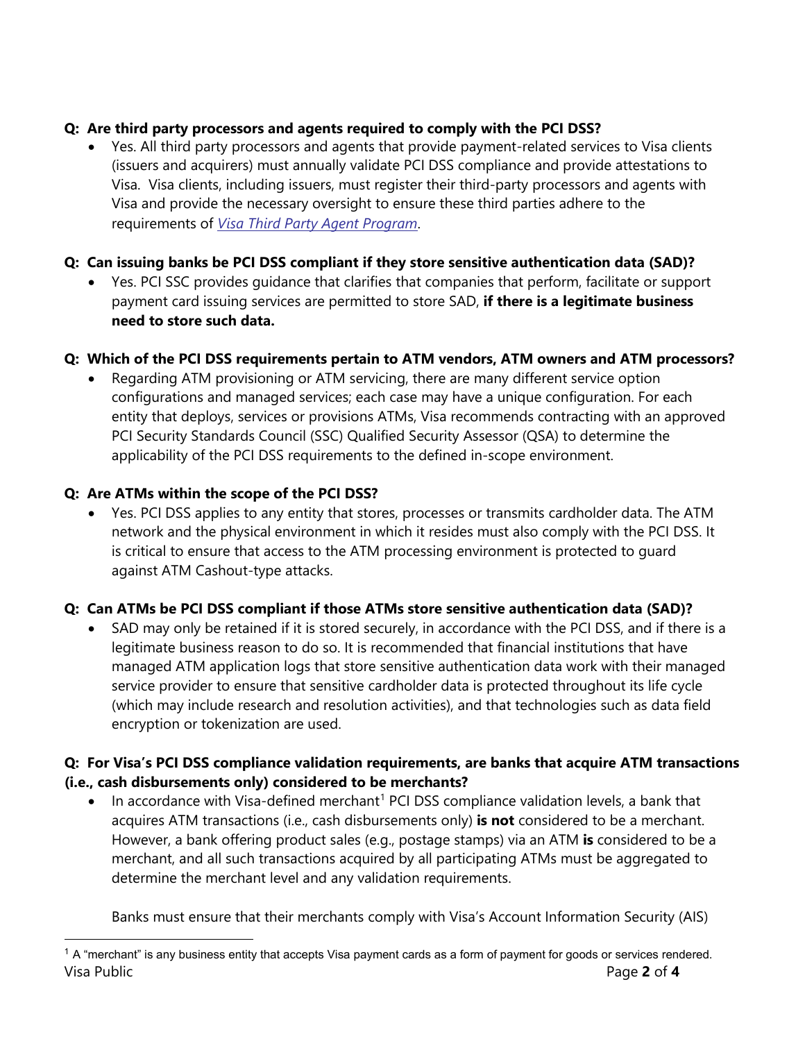**Q: Are third party processors and agents required to comply with the PCI DSS?**

- Yes. All third party processors and agents that provide payment-related services to Visa clients (issuers and acquirers) must annually validate PCI DSS compliance and provide attestations to Visa. Visa clients, including issuers, must register their third-party processors and agents with Visa and provide the necessary oversight to ensure these third parties adhere to the requirements of *Visa Third Party Agent Program*.

**Q: Can issuing banks be PCI DSS compliant if they store sensitive authentication data (SAD)?**

- Yes. PCI SSC provides guidance that clarifies that companies that perform, facilitate or support payment card issuing services are permitted to store SAD, **if there is a legitimate business need to store such data.**

**Q: Which of the PCI DSS requirements pertain to ATM vendors, ATM owners and ATM processors?**

- Regarding ATM provisioning or ATM servicing, there are many different service option configurations and managed services; each case may have a unique configuration. For each entity that deploys, services or provisions ATMs, Visa recommends contracting with an approved PCI Security Standards Council (SSC) Qualified Security Assessor (QSA) to determine the applicability of the PCI DSS requirements to the defined in-scope environment.

**Q: Are ATMs within the scope of the PCI DSS?**

- Yes. PCI DSS applies to any entity that stores, processes or transmits cardholder data. The ATM network and the physical environment in which it resides must also comply with the PCI DSS. It is critical to ensure that access to the ATM processing environment is protected to guard against ATM Cashout-type attacks.

**Q: Can ATMs be PCI DSS compliant if those ATMs store sensitive authentication data (SAD)?**

- SAD may only be retained if it is stored securely, in accordance with the PCI DSS, and if there is a legitimate business reason to do so. It is recommended that financial institutions that have managed ATM application logs that store sensitive authentication data work with their managed service provider to ensure that sensitive cardholder data is protected throughout its life cycle (which may include research and resolution activities), and that technologies such as data field encryption or tokenization are used.

**Q: For Visa's PCI DSS compliance validation requirements, are banks that acquire ATM transactions (i.e., cash disbursements only) considered to be merchants?**

- In accordance with Visa-defined merchant[1] PCI DSS compliance validation levels, a bank that acquires ATM transactions (i.e., cash disbursements only) **is not** considered to be a merchant. However, a bank offering product sales (e.g., postage stamps) via an ATM **is** considered to be a merchant, and all such transactions acquired by all participating ATMs must be aggregated to determine the merchant level and any validation requirements.

  Banks must ensure that their merchants comply with Visa's Account Information Security (AIS)

[1] A "merchant" is any business entity that accepts Visa payment cards as a form of payment for goods or services rendered.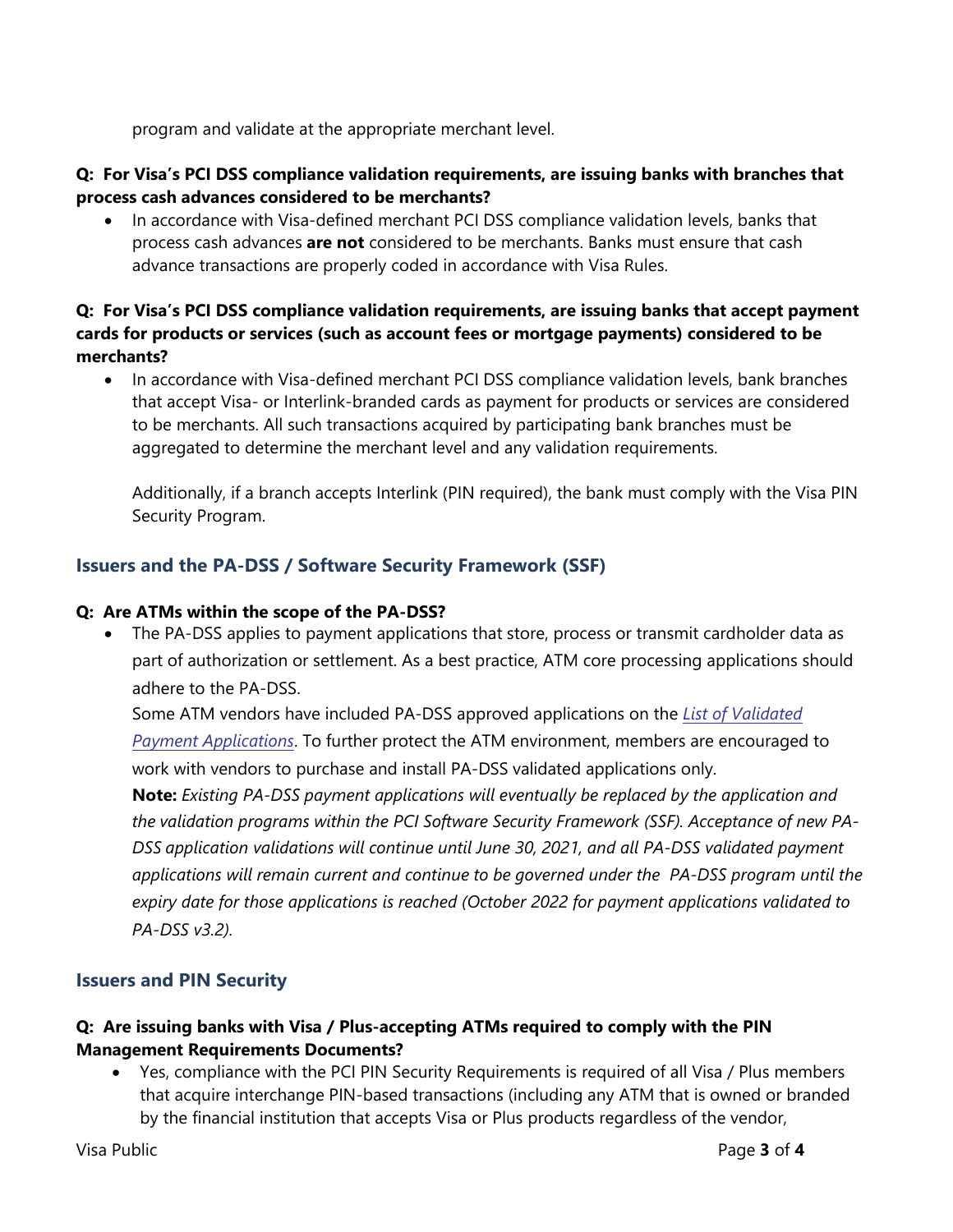program and validate at the appropriate merchant level.

**Q: For Visa's PCI DSS compliance validation requirements, are issuing banks with branches that process cash advances considered to be merchants?**

- In accordance with Visa-defined merchant PCI DSS compliance validation levels, banks that process cash advances **are not** considered to be merchants. Banks must ensure that cash advance transactions are properly coded in accordance with Visa Rules.

**Q: For Visa's PCI DSS compliance validation requirements, are issuing banks that accept payment cards for products or services (such as account fees or mortgage payments) considered to be merchants?**

- In accordance with Visa-defined merchant PCI DSS compliance validation levels, bank branches that accept Visa- or Interlink-branded cards as payment for products or services are considered to be merchants. All such transactions acquired by participating bank branches must be aggregated to determine the merchant level and any validation requirements.

  Additionally, if a branch accepts Interlink (PIN required), the bank must comply with the Visa PIN Security Program.

## Issuers and the PA-DSS / Software Security Framework (SSF)

**Q: Are ATMs within the scope of the PA-DSS?**

- The PA-DSS applies to payment applications that store, process or transmit cardholder data as part of authorization or settlement. As a best practice, ATM core processing applications should adhere to the PA-DSS.
  Some ATM vendors have included PA-DSS approved applications on the *List of Validated Payment Applications*. To further protect the ATM environment, members are encouraged to work with vendors to purchase and install PA-DSS validated applications only.
  **Note:** *Existing PA-DSS payment applications will eventually be replaced by the application and the validation programs within the PCI Software Security Framework (SSF). Acceptance of new PA-DSS application validations will continue until June 30, 2021, and all PA-DSS validated payment applications will remain current and continue to be governed under the PA-DSS program until the expiry date for those applications is reached (October 2022 for payment applications validated to PA-DSS v3.2).*

## Issuers and PIN Security

**Q: Are issuing banks with Visa / Plus-accepting ATMs required to comply with the PIN Management Requirements Documents?**

- Yes, compliance with the PCI PIN Security Requirements is required of all Visa / Plus members that acquire interchange PIN-based transactions (including any ATM that is owned or branded by the financial institution that accepts Visa or Plus products regardless of the vendor,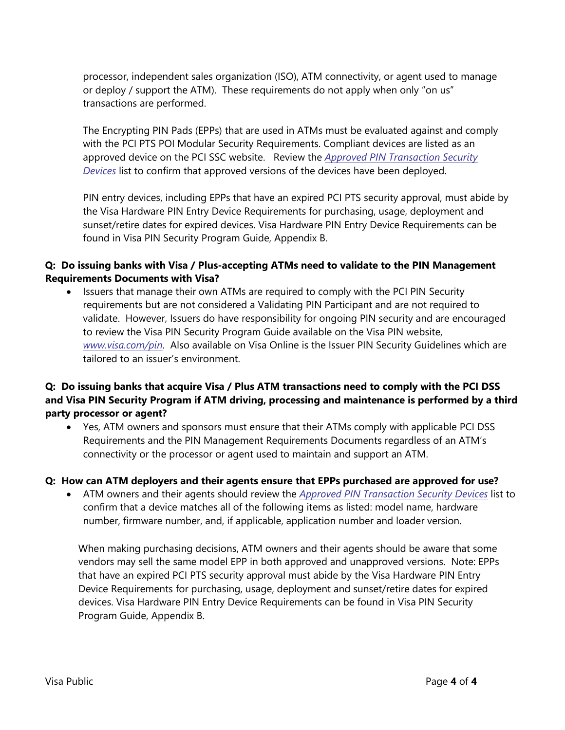processor, independent sales organization (ISO), ATM connectivity, or agent used to manage or deploy / support the ATM). These requirements do not apply when only "on us" transactions are performed.

The Encrypting PIN Pads (EPPs) that are used in ATMs must be evaluated against and comply with the PCI PTS POI Modular Security Requirements. Compliant devices are listed as an approved device on the PCI SSC website. Review the *Approved PIN Transaction Security Devices* list to confirm that approved versions of the devices have been deployed.

PIN entry devices, including EPPs that have an expired PCI PTS security approval, must abide by the Visa Hardware PIN Entry Device Requirements for purchasing, usage, deployment and sunset/retire dates for expired devices. Visa Hardware PIN Entry Device Requirements can be found in Visa PIN Security Program Guide, Appendix B.

**Q: Do issuing banks with Visa / Plus-accepting ATMs need to validate to the PIN Management Requirements Documents with Visa?**

- Issuers that manage their own ATMs are required to comply with the PCI PIN Security requirements but are not considered a Validating PIN Participant and are not required to validate. However, Issuers do have responsibility for ongoing PIN security and are encouraged to review the Visa PIN Security Program Guide available on the Visa PIN website, *www.visa.com/pin*. Also available on Visa Online is the Issuer PIN Security Guidelines which are tailored to an issuer's environment.

**Q: Do issuing banks that acquire Visa / Plus ATM transactions need to comply with the PCI DSS and Visa PIN Security Program if ATM driving, processing and maintenance is performed by a third party processor or agent?**

- Yes, ATM owners and sponsors must ensure that their ATMs comply with applicable PCI DSS Requirements and the PIN Management Requirements Documents regardless of an ATM's connectivity or the processor or agent used to maintain and support an ATM.

**Q: How can ATM deployers and their agents ensure that EPPs purchased are approved for use?**

- ATM owners and their agents should review the *Approved PIN Transaction Security Devices* list to confirm that a device matches all of the following items as listed: model name, hardware number, firmware number, and, if applicable, application number and loader version.

When making purchasing decisions, ATM owners and their agents should be aware that some vendors may sell the same model EPP in both approved and unapproved versions. Note: EPPs that have an expired PCI PTS security approval must abide by the Visa Hardware PIN Entry Device Requirements for purchasing, usage, deployment and sunset/retire dates for expired devices. Visa Hardware PIN Entry Device Requirements can be found in Visa PIN Security Program Guide, Appendix B.